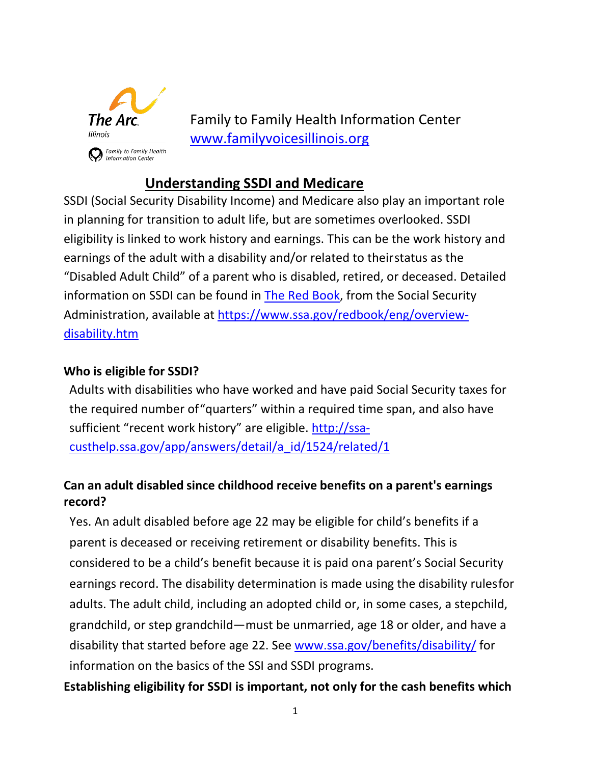The Arc Illinois

Family to Family Health Information Center

Family to Family Health Information Center
[www.familyvoicesillinois.org](http://www.familyvoicesillinois.org)

# Understanding SSDI and Medicare

SSDI (Social Security Disability Income) and Medicare also play an important role in planning for transition to adult life, but are sometimes overlooked. SSDI eligibility is linked to work history and earnings. This can be the work history and earnings of the adult with a disability and/or related to their status as the "Disabled Adult Child" of a parent who is disabled, retired, or deceased. Detailed information on SSDI can be found in [The Red Book](https://www.ssa.gov/redbook/eng/overview-disability.htm), from the Social Security Administration, available at [https://www.ssa.gov/redbook/eng/overview-disability.htm](https://www.ssa.gov/redbook/eng/overview-disability.htm)

### Who is eligible for SSDI?

Adults with disabilities who have worked and have paid Social Security taxes for the required number of "quarters" within a required time span, and also have sufficient "recent work history" are eligible. [http://ssa-custhelp.ssa.gov/app/answers/detail/a_id/1524/related/1](http://ssa-custhelp.ssa.gov/app/answers/detail/a_id/1524/related/1)

### Can an adult disabled since childhood receive benefits on a parent's earnings record?

Yes. An adult disabled before age 22 may be eligible for child's benefits if a parent is deceased or receiving retirement or disability benefits. This is considered to be a child's benefit because it is paid on a parent's Social Security earnings record. The disability determination is made using the disability rules for adults. The adult child, including an adopted child or, in some cases, a stepchild, grandchild, or step grandchild—must be unmarried, age 18 or older, and have a disability that started before age 22. See [www.ssa.gov/benefits/disability/](http://www.ssa.gov/benefits/disability/) for information on the basics of the SSI and SSDI programs.

**Establishing eligibility for SSDI is important, not only for the cash benefits which**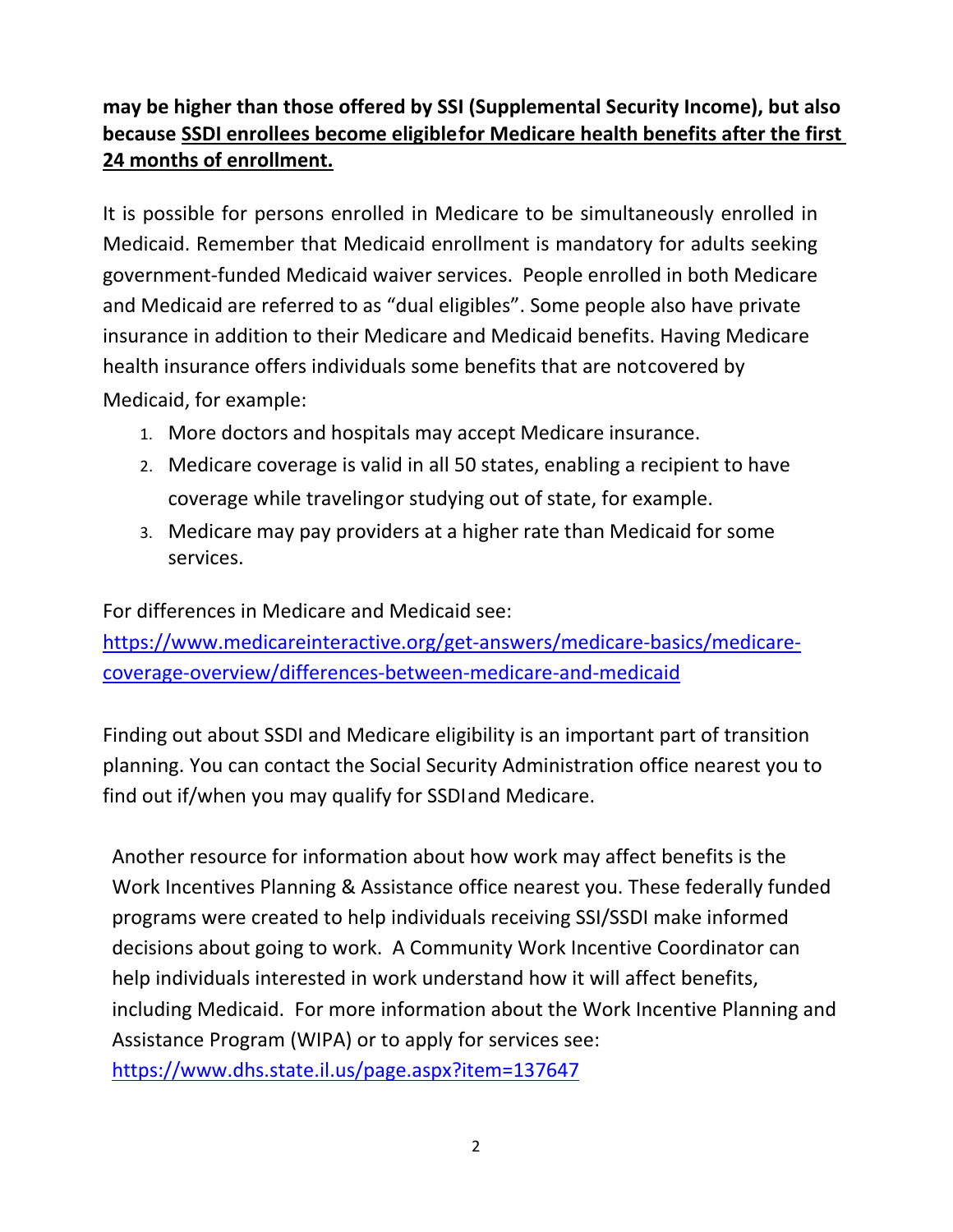**may be higher than those offered by SSI (Supplemental Security Income), but also because <u>SSDI enrollees become eligible for Medicare health benefits after the first 24 months of enrollment.</u>**

It is possible for persons enrolled in Medicare to be simultaneously enrolled in Medicaid. Remember that Medicaid enrollment is mandatory for adults seeking government-funded Medicaid waiver services. People enrolled in both Medicare and Medicaid are referred to as "dual eligibles". Some people also have private insurance in addition to their Medicare and Medicaid benefits. Having Medicare health insurance offers individuals some benefits that are not covered by Medicaid, for example:

1. More doctors and hospitals may accept Medicare insurance.
2. Medicare coverage is valid in all 50 states, enabling a recipient to have coverage while traveling or studying out of state, for example.
3. Medicare may pay providers at a higher rate than Medicaid for some services.

For differences in Medicare and Medicaid see:
https://www.medicareinteractive.org/get-answers/medicare-basics/medicare-coverage-overview/differences-between-medicare-and-medicaid

Finding out about SSDI and Medicare eligibility is an important part of transition planning. You can contact the Social Security Administration office nearest you to find out if/when you may qualify for SSDI and Medicare.

Another resource for information about how work may affect benefits is the Work Incentives Planning & Assistance office nearest you. These federally funded programs were created to help individuals receiving SSI/SSDI make informed decisions about going to work. A Community Work Incentive Coordinator can help individuals interested in work understand how it will affect benefits, including Medicaid. For more information about the Work Incentive Planning and Assistance Program (WIPA) or to apply for services see:
https://www.dhs.state.il.us/page.aspx?item=137647